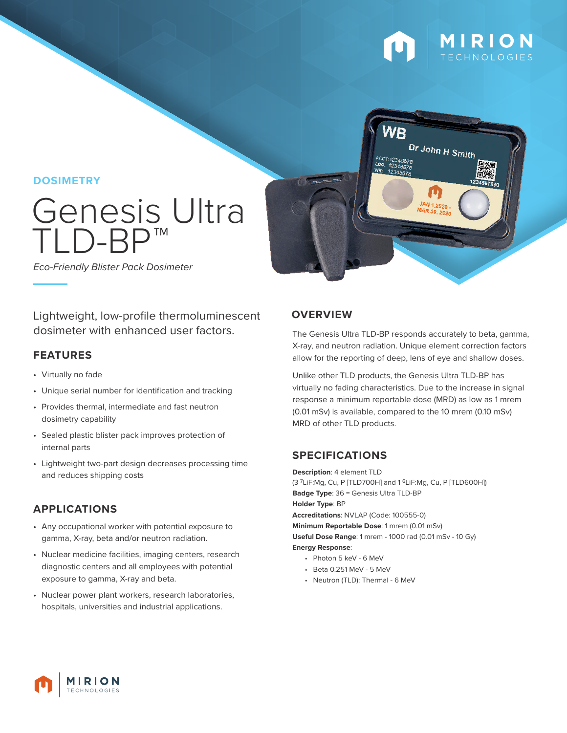DOSIMETRY

# Genesis Ultra TLD-BP™

*Eco-Friendly Blister Pack Dosimeter*

Lightweight, low-profile thermoluminescent dosimeter with enhanced user factors.

## FEATURES

- Virtually no fade
- Unique serial number for identification and tracking
- Provides thermal, intermediate and fast neutron dosimetry capability
- Sealed plastic blister pack improves protection of internal parts
- Lightweight two-part design decreases processing time and reduces shipping costs

## APPLICATIONS

- Any occupational worker with potential exposure to gamma, X-ray, beta and/or neutron radiation.
- Nuclear medicine facilities, imaging centers, research diagnostic centers and all employees with potential exposure to gamma, X-ray and beta.
- Nuclear power plant workers, research laboratories, hospitals, universities and industrial applications.

## OVERVIEW

The Genesis Ultra TLD-BP responds accurately to beta, gamma, X-ray, and neutron radiation. Unique element correction factors allow for the reporting of deep, lens of eye and shallow doses.

Unlike other TLD products, the Genesis Ultra TLD-BP has virtually no fading characteristics. Due to the increase in signal response a minimum reportable dose (MRD) as low as 1 mrem (0.01 mSv) is available, compared to the 10 mrem (0.10 mSv) MRD of other TLD products.

## SPECIFICATIONS

**Description**: 4 element TLD
(3 $^{7}$LiF:Mg, Cu, P [TLD700H] and 1 $^{6}$LiF:Mg, Cu, P [TLD600H])
**Badge Type**: 36 = Genesis Ultra TLD-BP
**Holder Type**: BP
**Accreditations**: NVLAP (Code: 100555-0)
**Minimum Reportable Dose**: 1 mrem (0.01 mSv)
**Useful Dose Range**: 1 mrem - 1000 rad (0.01 mSv - 10 Gy)
**Energy Response**:

- Photon 5 keV - 6 MeV
- Beta 0.251 MeV - 5 MeV
- Neutron (TLD): Thermal - 6 MeV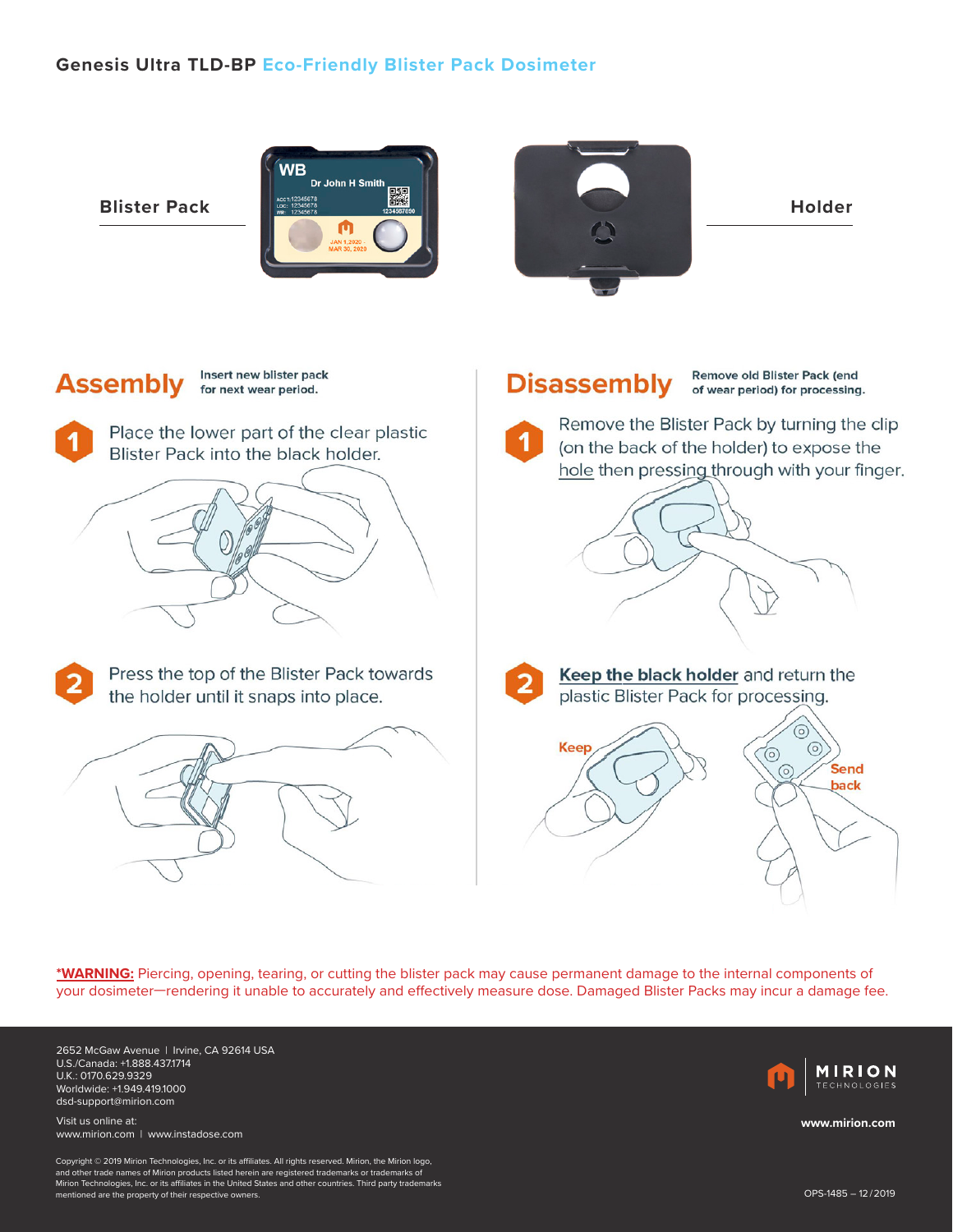## Genesis Ultra TLD-BP Eco-Friendly Blister Pack Dosimeter

**Blister Pack**

**Holder**

## Assembly

**Insert new blister pack for next wear period.**

1. Place the lower part of the clear plastic Blister Pack into the black holder.
2. Press the top of the Blister Pack towards the holder until it snaps into place.

## Disassembly

**Remove old Blister Pack (end of wear period) for processing.**

1. Remove the Blister Pack by turning the clip (on the back of the holder) to expose the hole then pressing through with your finger.
2. **Keep the black holder** and return the plastic Blister Pack for processing.

Keep

Send back

***WARNING:** Piercing, opening, tearing, or cutting the blister pack may cause permanent damage to the internal components of your dosimeter—rendering it unable to accurately and effectively measure dose. Damaged Blister Packs may incur a damage fee.

2652 McGaw Avenue | Irvine, CA 92614 USA
U.S./Canada: +1.888.437.1714
U.K.: 0170.629.9329
Worldwide: +1.949.419.1000
dsd-support@mirion.com

Visit us online at:
www.mirion.com | www.instadose.com

MIRION TECHNOLOGIES

www.mirion.com

Copyright © 2019 Mirion Technologies, Inc. or its affiliates. All rights reserved. Mirion, the Mirion logo, and other trade names of Mirion products listed herein are registered trademarks or trademarks of Mirion Technologies, Inc. or its affiliates in the United States and other countries. Third party trademarks mentioned are the property of their respective owners.

OPS-1485 – 12/2019